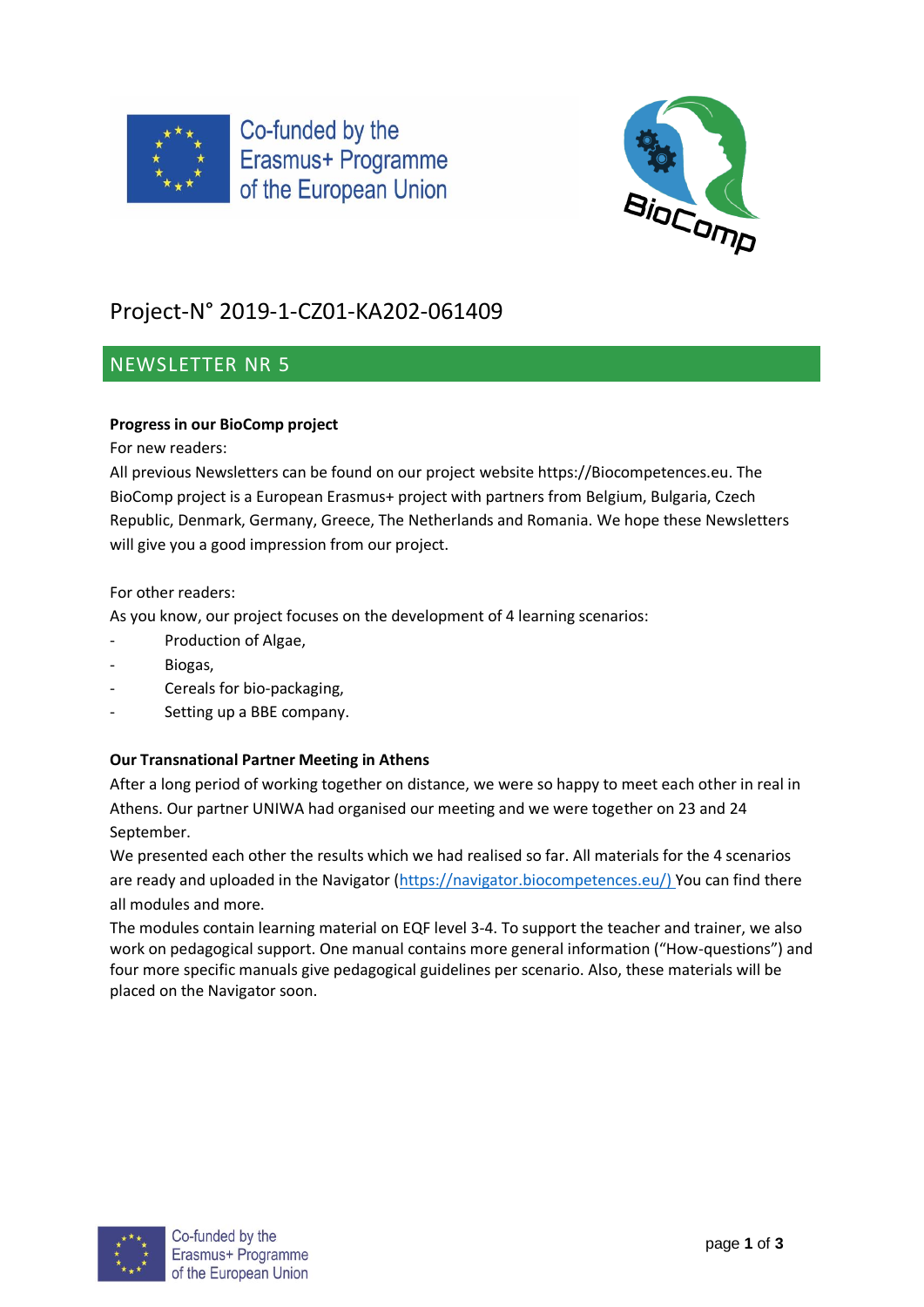Co-funded by the Erasmus+ Programme of the European Union

# Project-N° 2019-1-CZ01-KA202-061409

## NEWSLETTER NR 5

**Progress in our BioComp project**

For new readers:

All previous Newsletters can be found on our project website https://Biocompetences.eu. The BioComp project is a European Erasmus+ project with partners from Belgium, Bulgaria, Czech Republic, Denmark, Germany, Greece, The Netherlands and Romania. We hope these Newsletters will give you a good impression from our project.

For other readers:

As you know, our project focuses on the development of 4 learning scenarios:

- Production of Algae,
- Biogas,
- Cereals for bio-packaging,
- Setting up a BBE company.

**Our Transnational Partner Meeting in Athens**

After a long period of working together on distance, we were so happy to meet each other in real in Athens. Our partner UNIWA had organised our meeting and we were together on 23 and 24 September.

We presented each other the results which we had realised so far. All materials for the 4 scenarios are ready and uploaded in the Navigator (https://navigator.biocompetences.eu/) You can find there all modules and more.

The modules contain learning material on EQF level 3-4. To support the teacher and trainer, we also work on pedagogical support. One manual contains more general information ("How-questions") and four more specific manuals give pedagogical guidelines per scenario. Also, these materials will be placed on the Navigator soon.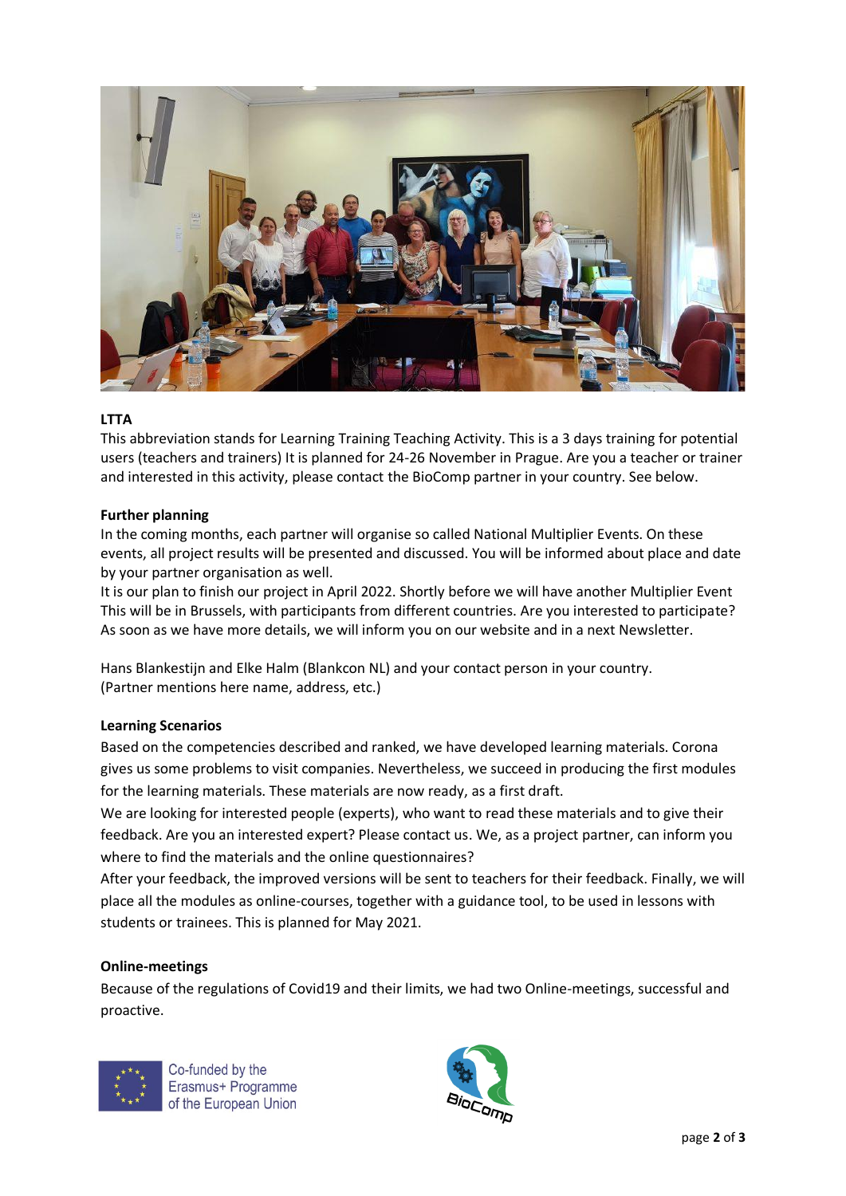**LTTA**

This abbreviation stands for Learning Training Teaching Activity. This is a 3 days training for potential users (teachers and trainers) It is planned for 24-26 November in Prague. Are you a teacher or trainer and interested in this activity, please contact the BioComp partner in your country. See below.

**Further planning**

In the coming months, each partner will organise so called National Multiplier Events. On these events, all project results will be presented and discussed. You will be informed about place and date by your partner organisation as well.

It is our plan to finish our project in April 2022. Shortly before we will have another Multiplier Event This will be in Brussels, with participants from different countries. Are you interested to participate? As soon as we have more details, we will inform you on our website and in a next Newsletter.

Hans Blankestijn and Elke Halm (Blankcon NL) and your contact person in your country.
(Partner mentions here name, address, etc.)

**Learning Scenarios**

Based on the competencies described and ranked, we have developed learning materials. Corona gives us some problems to visit companies. Nevertheless, we succeed in producing the first modules for the learning materials. These materials are now ready, as a first draft.

We are looking for interested people (experts), who want to read these materials and to give their feedback. Are you an interested expert? Please contact us. We, as a project partner, can inform you where to find the materials and the online questionnaires?

After your feedback, the improved versions will be sent to teachers for their feedback. Finally, we will place all the modules as online-courses, together with a guidance tool, to be used in lessons with students or trainees. This is planned for May 2021.

**Online-meetings**

Because of the regulations of Covid19 and their limits, we had two Online-meetings, successful and proactive.

Co-funded by the Erasmus+ Programme of the European Union

BioComp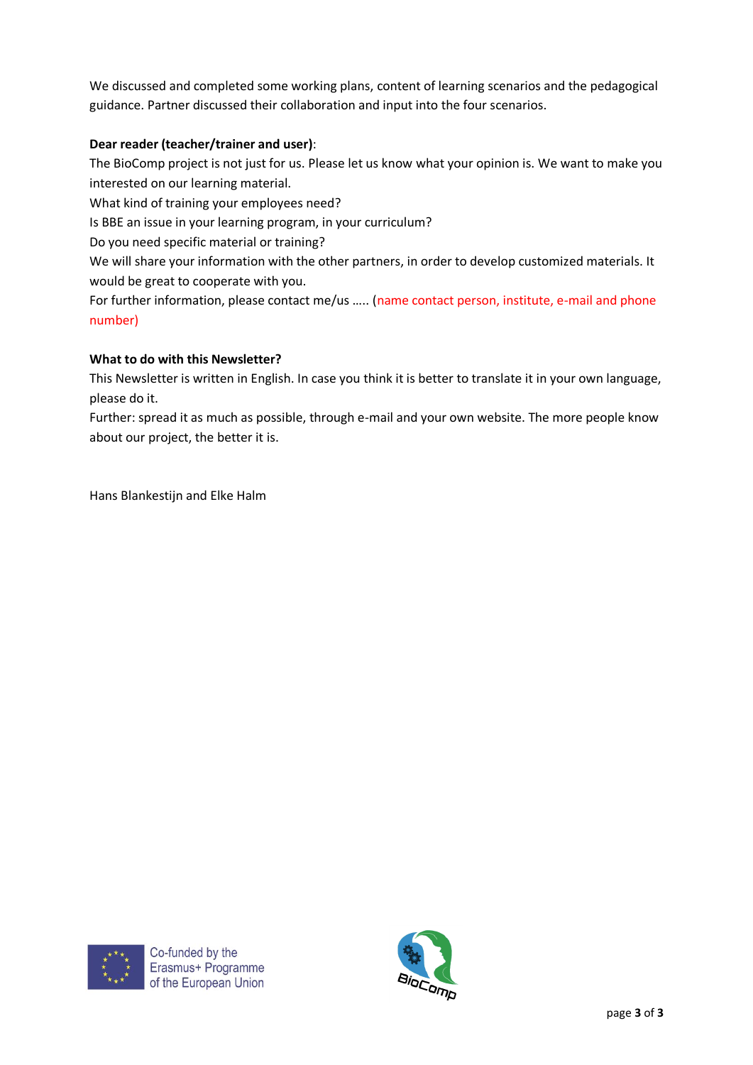We discussed and completed some working plans, content of learning scenarios and the pedagogical guidance. Partner discussed their collaboration and input into the four scenarios.

**Dear reader (teacher/trainer and user)**:

The BioComp project is not just for us. Please let us know what your opinion is. We want to make you interested on our learning material.

What kind of training your employees need?

Is BBE an issue in your learning program, in your curriculum?

Do you need specific material or training?

We will share your information with the other partners, in order to develop customized materials. It would be great to cooperate with you.

For further information, please contact me/us ….. (name contact person, institute, e-mail and phone number)

**What to do with this Newsletter?**

This Newsletter is written in English. In case you think it is better to translate it in your own language, please do it.

Further: spread it as much as possible, through e-mail and your own website. The more people know about our project, the better it is.

Hans Blankestijn and Elke Halm

Co-funded by the Erasmus+ Programme of the European Union

BioComp